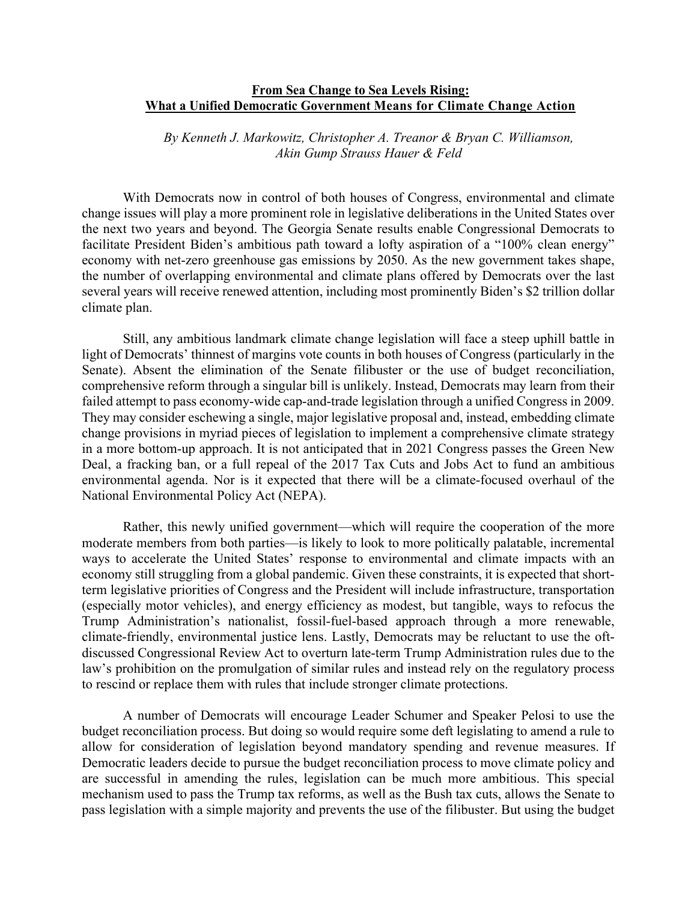**From Sea Change to Sea Levels Rising:**
**What a Unified Democratic Government Means for Climate Change Action**

*By Kenneth J. Markowitz, Christopher A. Treanor & Bryan C. Williamson, Akin Gump Strauss Hauer & Feld*

With Democrats now in control of both houses of Congress, environmental and climate change issues will play a more prominent role in legislative deliberations in the United States over the next two years and beyond. The Georgia Senate results enable Congressional Democrats to facilitate President Biden's ambitious path toward a lofty aspiration of a "100% clean energy" economy with net-zero greenhouse gas emissions by 2050. As the new government takes shape, the number of overlapping environmental and climate plans offered by Democrats over the last several years will receive renewed attention, including most prominently Biden's $2 trillion dollar climate plan.

Still, any ambitious landmark climate change legislation will face a steep uphill battle in light of Democrats' thinnest of margins vote counts in both houses of Congress (particularly in the Senate). Absent the elimination of the Senate filibuster or the use of budget reconciliation, comprehensive reform through a singular bill is unlikely. Instead, Democrats may learn from their failed attempt to pass economy-wide cap-and-trade legislation through a unified Congress in 2009. They may consider eschewing a single, major legislative proposal and, instead, embedding climate change provisions in myriad pieces of legislation to implement a comprehensive climate strategy in a more bottom-up approach. It is not anticipated that in 2021 Congress passes the Green New Deal, a fracking ban, or a full repeal of the 2017 Tax Cuts and Jobs Act to fund an ambitious environmental agenda. Nor is it expected that there will be a climate-focused overhaul of the National Environmental Policy Act (NEPA).

Rather, this newly unified government—which will require the cooperation of the more moderate members from both parties—is likely to look to more politically palatable, incremental ways to accelerate the United States' response to environmental and climate impacts with an economy still struggling from a global pandemic. Given these constraints, it is expected that short-term legislative priorities of Congress and the President will include infrastructure, transportation (especially motor vehicles), and energy efficiency as modest, but tangible, ways to refocus the Trump Administration's nationalist, fossil-fuel-based approach through a more renewable, climate-friendly, environmental justice lens. Lastly, Democrats may be reluctant to use the oft-discussed Congressional Review Act to overturn late-term Trump Administration rules due to the law's prohibition on the promulgation of similar rules and instead rely on the regulatory process to rescind or replace them with rules that include stronger climate protections.

A number of Democrats will encourage Leader Schumer and Speaker Pelosi to use the budget reconciliation process. But doing so would require some deft legislating to amend a rule to allow for consideration of legislation beyond mandatory spending and revenue measures. If Democratic leaders decide to pursue the budget reconciliation process to move climate policy and are successful in amending the rules, legislation can be much more ambitious. This special mechanism used to pass the Trump tax reforms, as well as the Bush tax cuts, allows the Senate to pass legislation with a simple majority and prevents the use of the filibuster. But using the budget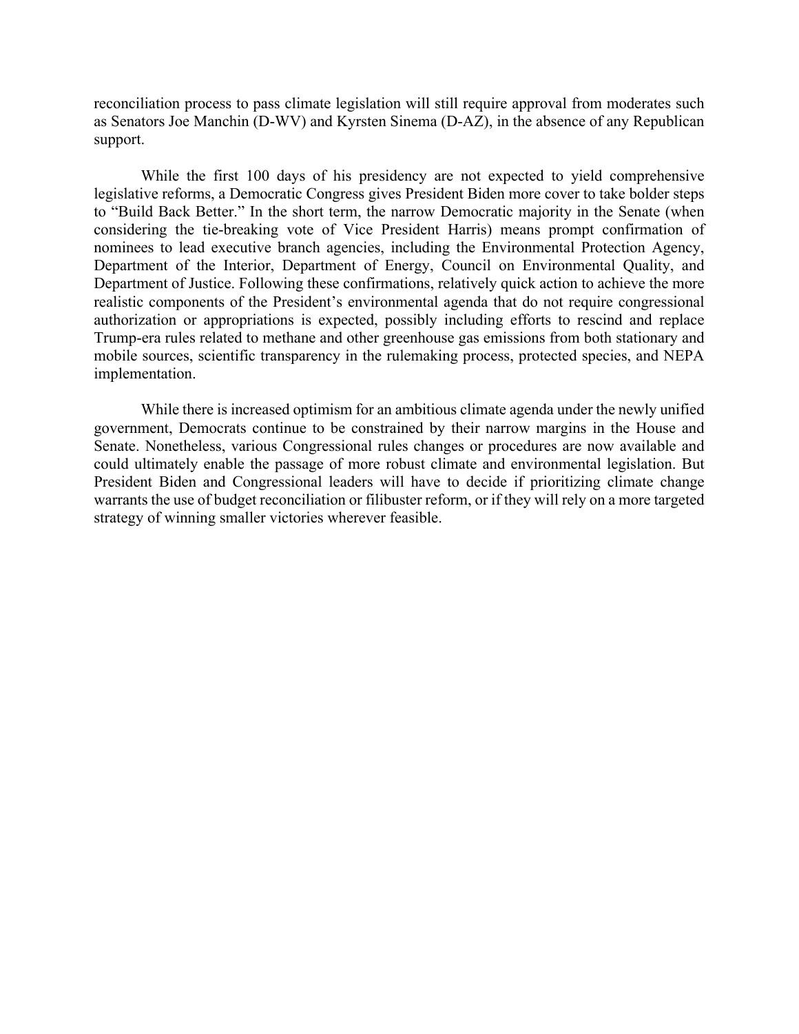reconciliation process to pass climate legislation will still require approval from moderates such as Senators Joe Manchin (D-WV) and Kyrsten Sinema (D-AZ), in the absence of any Republican support.

While the first 100 days of his presidency are not expected to yield comprehensive legislative reforms, a Democratic Congress gives President Biden more cover to take bolder steps to "Build Back Better." In the short term, the narrow Democratic majority in the Senate (when considering the tie-breaking vote of Vice President Harris) means prompt confirmation of nominees to lead executive branch agencies, including the Environmental Protection Agency, Department of the Interior, Department of Energy, Council on Environmental Quality, and Department of Justice. Following these confirmations, relatively quick action to achieve the more realistic components of the President's environmental agenda that do not require congressional authorization or appropriations is expected, possibly including efforts to rescind and replace Trump-era rules related to methane and other greenhouse gas emissions from both stationary and mobile sources, scientific transparency in the rulemaking process, protected species, and NEPA implementation.

While there is increased optimism for an ambitious climate agenda under the newly unified government, Democrats continue to be constrained by their narrow margins in the House and Senate. Nonetheless, various Congressional rules changes or procedures are now available and could ultimately enable the passage of more robust climate and environmental legislation. But President Biden and Congressional leaders will have to decide if prioritizing climate change warrants the use of budget reconciliation or filibuster reform, or if they will rely on a more targeted strategy of winning smaller victories wherever feasible.